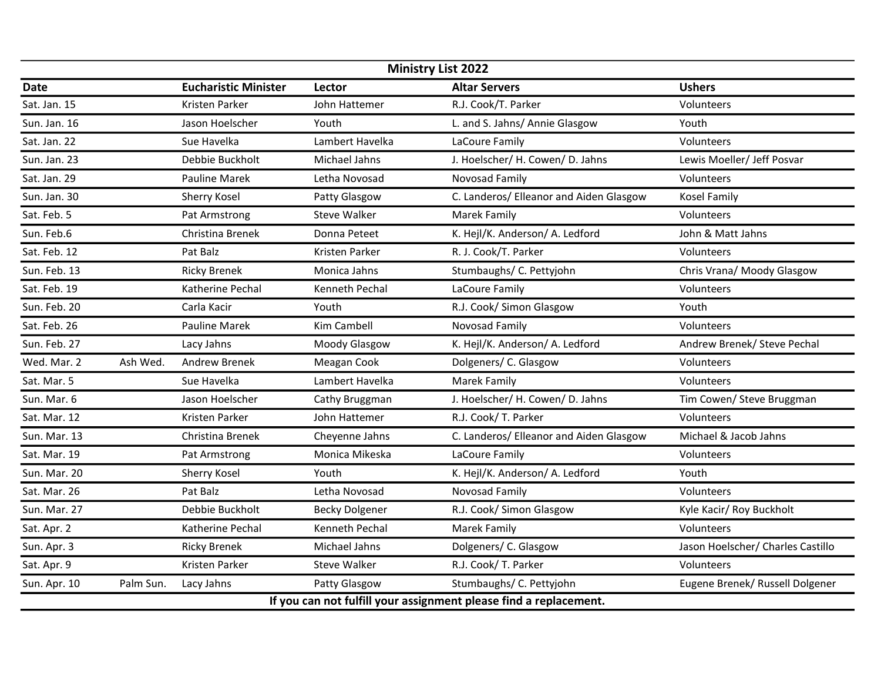## Ministry List 2022

| Date | | Eucharistic Minister | Lector | Altar Servers | Ushers |
|---|---|---|---|---|---|
| Sat. Jan. 15 | | Kristen Parker | John Hattemer | R.J. Cook/T. Parker | Volunteers |
| Sun. Jan. 16 | | Jason Hoelscher | Youth | L. and S. Jahns/ Annie Glasgow | Youth |
| Sat. Jan. 22 | | Sue Havelka | Lambert Havelka | LaCoure Family | Volunteers |
| Sun. Jan. 23 | | Debbie Buckholt | Michael Jahns | J. Hoelscher/ H. Cowen/ D. Jahns | Lewis Moeller/ Jeff Posvar |
| Sat. Jan. 29 | | Pauline Marek | Letha Novosad | Novosad Family | Volunteers |
| Sun. Jan. 30 | | Sherry Kosel | Patty Glasgow | C. Landeros/ Elleanor and Aiden Glasgow | Kosel Family |
| Sat. Feb. 5 | | Pat Armstrong | Steve Walker | Marek Family | Volunteers |
| Sun. Feb.6 | | Christina Brenek | Donna Peteet | K. Hejl/K. Anderson/ A. Ledford | John & Matt Jahns |
| Sat. Feb. 12 | | Pat Balz | Kristen Parker | R. J. Cook/T. Parker | Volunteers |
| Sun. Feb. 13 | | Ricky Brenek | Monica Jahns | Stumbaughs/ C. Pettyjohn | Chris Vrana/ Moody Glasgow |
| Sat. Feb. 19 | | Katherine Pechal | Kenneth Pechal | LaCoure Family | Volunteers |
| Sun. Feb. 20 | | Carla Kacir | Youth | R.J. Cook/ Simon Glasgow | Youth |
| Sat. Feb. 26 | | Pauline Marek | Kim Cambell | Novosad Family | Volunteers |
| Sun. Feb. 27 | | Lacy Jahns | Moody Glasgow | K. Hejl/K. Anderson/ A. Ledford | Andrew Brenek/ Steve Pechal |
| Wed. Mar. 2 | Ash Wed. | Andrew Brenek | Meagan Cook | Dolgeners/ C. Glasgow | Volunteers |
| Sat. Mar. 5 | | Sue Havelka | Lambert Havelka | Marek Family | Volunteers |
| Sun. Mar. 6 | | Jason Hoelscher | Cathy Bruggman | J. Hoelscher/ H. Cowen/ D. Jahns | Tim Cowen/ Steve Bruggman |
| Sat. Mar. 12 | | Kristen Parker | John Hattemer | R.J. Cook/ T. Parker | Volunteers |
| Sun. Mar. 13 | | Christina Brenek | Cheyenne Jahns | C. Landeros/ Elleanor and Aiden Glasgow | Michael & Jacob Jahns |
| Sat. Mar. 19 | | Pat Armstrong | Monica Mikeska | LaCoure Family | Volunteers |
| Sun. Mar. 20 | | Sherry Kosel | Youth | K. Hejl/K. Anderson/ A. Ledford | Youth |
| Sat. Mar. 26 | | Pat Balz | Letha Novosad | Novosad Family | Volunteers |
| Sun. Mar. 27 | | Debbie Buckholt | Becky Dolgener | R.J. Cook/ Simon Glasgow | Kyle Kacir/ Roy Buckholt |
| Sat. Apr. 2 | | Katherine Pechal | Kenneth Pechal | Marek Family | Volunteers |
| Sun. Apr. 3 | | Ricky Brenek | Michael Jahns | Dolgeners/ C. Glasgow | Jason Hoelscher/ Charles Castillo |
| Sat. Apr. 9 | | Kristen Parker | Steve Walker | R.J. Cook/ T. Parker | Volunteers |
| Sun. Apr. 10 | Palm Sun. | Lacy Jahns | Patty Glasgow | Stumbaughs/ C. Pettyjohn | Eugene Brenek/ Russell Dolgener |

**If you can not fulfill your assignment please find a replacement.**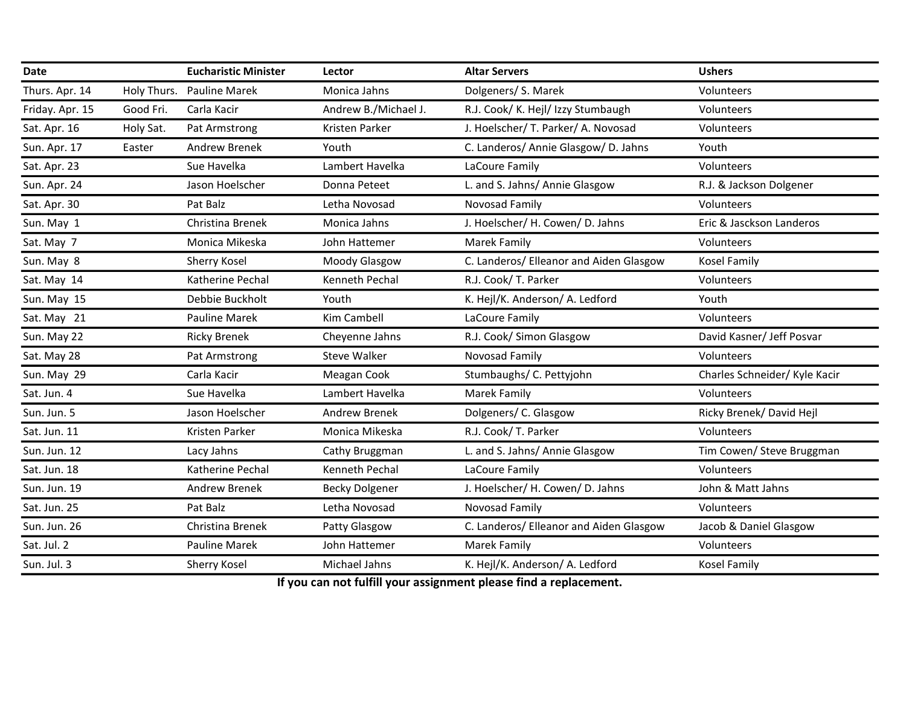| Date | | Eucharistic Minister | Lector | Altar Servers | Ushers |
|---|---|---|---|---|---|
| Thurs. Apr. 14 | Holy Thurs. | Pauline Marek | Monica Jahns | Dolgeners/ S. Marek | Volunteers |
| Friday. Apr. 15 | Good Fri. | Carla Kacir | Andrew B./Michael J. | R.J. Cook/ K. Hejl/ Izzy Stumbaugh | Volunteers |
| Sat. Apr. 16 | Holy Sat. | Pat Armstrong | Kristen Parker | J. Hoelscher/ T. Parker/ A. Novosad | Volunteers |
| Sun. Apr. 17 | Easter | Andrew Brenek | Youth | C. Landeros/ Annie Glasgow/ D. Jahns | Youth |
| Sat. Apr. 23 | | Sue Havelka | Lambert Havelka | LaCoure Family | Volunteers |
| Sun. Apr. 24 | | Jason Hoelscher | Donna Peteet | L. and S. Jahns/ Annie Glasgow | R.J. & Jackson Dolgener |
| Sat. Apr. 30 | | Pat Balz | Letha Novosad | Novosad Family | Volunteers |
| Sun. May 1 | | Christina Brenek | Monica Jahns | J. Hoelscher/ H. Cowen/ D. Jahns | Eric & Jasckson Landeros |
| Sat. May 7 | | Monica Mikeska | John Hattemer | Marek Family | Volunteers |
| Sun. May 8 | | Sherry Kosel | Moody Glasgow | C. Landeros/ Elleanor and Aiden Glasgow | Kosel Family |
| Sat. May 14 | | Katherine Pechal | Kenneth Pechal | R.J. Cook/ T. Parker | Volunteers |
| Sun. May 15 | | Debbie Buckholt | Youth | K. Hejl/K. Anderson/ A. Ledford | Youth |
| Sat. May 21 | | Pauline Marek | Kim Cambell | LaCoure Family | Volunteers |
| Sun. May 22 | | Ricky Brenek | Cheyenne Jahns | R.J. Cook/ Simon Glasgow | David Kasner/ Jeff Posvar |
| Sat. May 28 | | Pat Armstrong | Steve Walker | Novosad Family | Volunteers |
| Sun. May 29 | | Carla Kacir | Meagan Cook | Stumbaughs/ C. Pettyjohn | Charles Schneider/ Kyle Kacir |
| Sat. Jun. 4 | | Sue Havelka | Lambert Havelka | Marek Family | Volunteers |
| Sun. Jun. 5 | | Jason Hoelscher | Andrew Brenek | Dolgeners/ C. Glasgow | Ricky Brenek/ David Hejl |
| Sat. Jun. 11 | | Kristen Parker | Monica Mikeska | R.J. Cook/ T. Parker | Volunteers |
| Sun. Jun. 12 | | Lacy Jahns | Cathy Bruggman | L. and S. Jahns/ Annie Glasgow | Tim Cowen/ Steve Bruggman |
| Sat. Jun. 18 | | Katherine Pechal | Kenneth Pechal | LaCoure Family | Volunteers |
| Sun. Jun. 19 | | Andrew Brenek | Becky Dolgener | J. Hoelscher/ H. Cowen/ D. Jahns | John & Matt Jahns |
| Sat. Jun. 25 | | Pat Balz | Letha Novosad | Novosad Family | Volunteers |
| Sun. Jun. 26 | | Christina Brenek | Patty Glasgow | C. Landeros/ Elleanor and Aiden Glasgow | Jacob & Daniel Glasgow |
| Sat. Jul. 2 | | Pauline Marek | John Hattemer | Marek Family | Volunteers |
| Sun. Jul. 3 | | Sherry Kosel | Michael Jahns | K. Hejl/K. Anderson/ A. Ledford | Kosel Family |

**If you can not fulfill your assignment please find a replacement.**